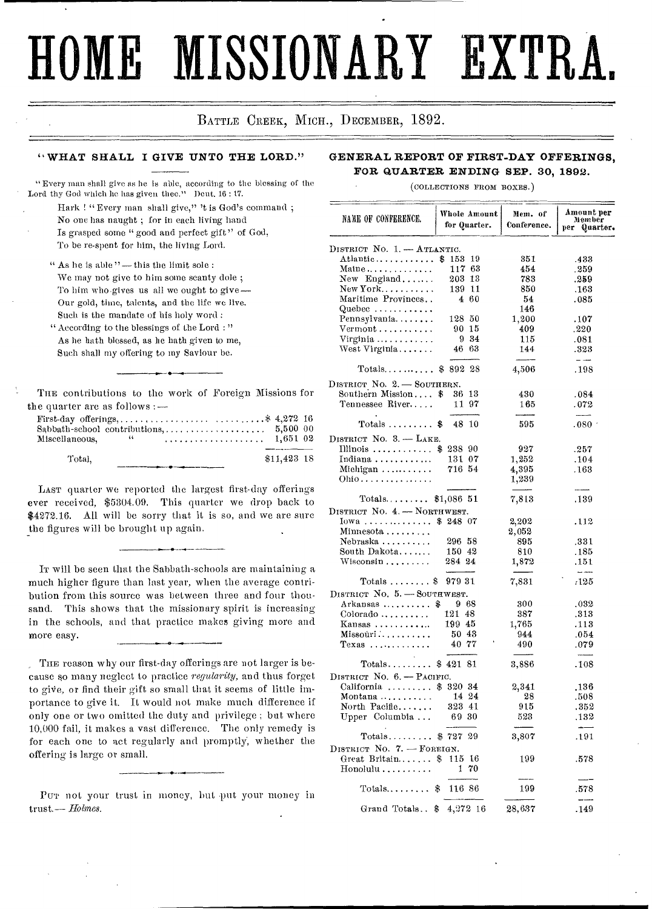# HOME MISSIONARY EXTRA.

BATTLE CREEK, MICH., DECEMBER, 1892.

## "WHAT SHALL I GIVE UNTO THE LORD."

"Every man shall give as he is able, according to the blessing of the Lord thy God which he has given thee." Deut. 16 : 17.

Hark ! "Every man shall give," 't is God's command ;
No one has naught ; for in each living hand
Is grasped some "good and perfect gift" of God,
To be re-spent for him, the living Lord.

"As he is able" — this the limit sole :
We may not give to him some scanty dole ;
To him who gives us all we ought to give —
Our gold, time, talents, and the life we live.
Such is the mandate of his holy word :
"According to the blessings of the Lord :"
As he hath blessed, as he hath given to me,
Such shall my offering to my Saviour be.

---

THE contributions to the work of Foreign Missions for the quarter are as follows : —

| | |
|---|---|
| First-day offerings, | $ 4,272 16 |
| Sabbath-school contributions, | 5,500 00 |
| Miscellaneous, " | 1,651 02 |
| Total, | $11,423 18 |

---

LAST quarter we reported the largest first-day offerings ever received, $5304.09. This quarter we drop back to $4272.16. All will be sorry that it is so, and we are sure the figures will be brought up again.

---

IT will be seen that the Sabbath-schools are maintaining a much higher figure than last year, when the average contribution from this source was between three and four thousand. This shows that the missionary spirit is increasing in the schools, and that practice makes giving more and more easy.

---

THE reason why our first-day offerings are not larger is because so many neglect to practice *regularity*, and thus forget to give, or find their gift so small that it seems of little importance to give it. It would not make much difference if only one or two omitted the duty and privilege ; but where 10,000 fail, it makes a vast difference. The only remedy is for each one to act regularly and promptly, whether the offering is large or small.

---

PUT not your trust in money, but put your money in trust.— *Holmes.*

## GENERAL REPORT OF FIRST-DAY OFFERINGS, FOR QUARTER ENDING SEP. 30, 1892.

(COLLECTIONS FROM BOXES.)

| NAME OF CONFERENCE. | Whole Amount for Quarter. | Mem. of Conference. | Amount per Member per Quarter. |
|---|---|---|---|
| **DISTRICT No. 1. — ATLANTIC.** | | | |
| Atlantic | $ 153 19 | 351 | .433 |
| Maine | 117 63 | 454 | .259 |
| New England | 203 13 | 783 | .259 |
| New York | 139 11 | 850 | .163 |
| Maritime Provinces | 4 60 | 54 | .085 |
| Quebec | | 146 | |
| Pennsylvania | 128 50 | 1,200 | .107 |
| Vermont | 90 15 | 409 | .220 |
| Virginia | 9 34 | 115 | .081 |
| West Virginia | 46 63 | 144 | .323 |
| Totals | $ 892 28 | 4,506 | .198 |
| **DISTRICT No. 2. — SOUTHERN.** | | | |
| Southern Mission | $ 36 13 | 430 | .084 |
| Tennessee River | 11 97 | 165 | .072 |
| Totals | $ 48 10 | 595 | .080 |
| **DISTRICT No. 3. — LAKE.** | | | |
| Illinois | $ 238 90 | 927 | .257 |
| Indiana | 131 07 | 1,252 | .104 |
| Michigan | 716 54 | 4,395 | .163 |
| Ohio | | 1,239 | |
| Totals | $1,086 51 | 7,813 | .139 |
| **DISTRICT No. 4. — NORTHWEST.** | | | |
| Iowa | $ 248 07 | 2,202 | .112 |
| Minnesota | | 2,052 | |
| Nebraska | 296 58 | 895 | .331 |
| South Dakota | 150 42 | 810 | .185 |
| Wisconsin | 284 24 | 1,872 | .151 |
| Totals | $ 979 31 | 7,831 | .125 |
| **DISTRICT No. 5. — SOUTHWEST.** | | | |
| Arkansas | $ 9 68 | 300 | .032 |
| Colorado | 121 48 | 387 | .313 |
| Kansas | 199 45 | 1,765 | .113 |
| Missouri | 50 43 | 944 | .054 |
| Texas | 40 77 | 490 | .079 |
| Totals | $ 421 81 | 3,886 | .108 |
| **DISTRICT No. 6. — PACIFIC.** | | | |
| California | $ 320 34 | 2,341 | .136 |
| Montana | 14 24 | 28 | .508 |
| North Pacific | 323 41 | 915 | .352 |
| Upper Columbia | 69 30 | 523 | .132 |
| Totals | $ 727 29 | 3,807 | .191 |
| **DISTRICT No. 7. — FOREIGN.** | | | |
| Great Britain | $ 115 16 | 199 | .578 |
| Honolulu | 1 70 | | |
| Totals | $ 116 86 | 199 | .578 |
| Grand Totals | $ 4,272 16 | 28,637 | .149 |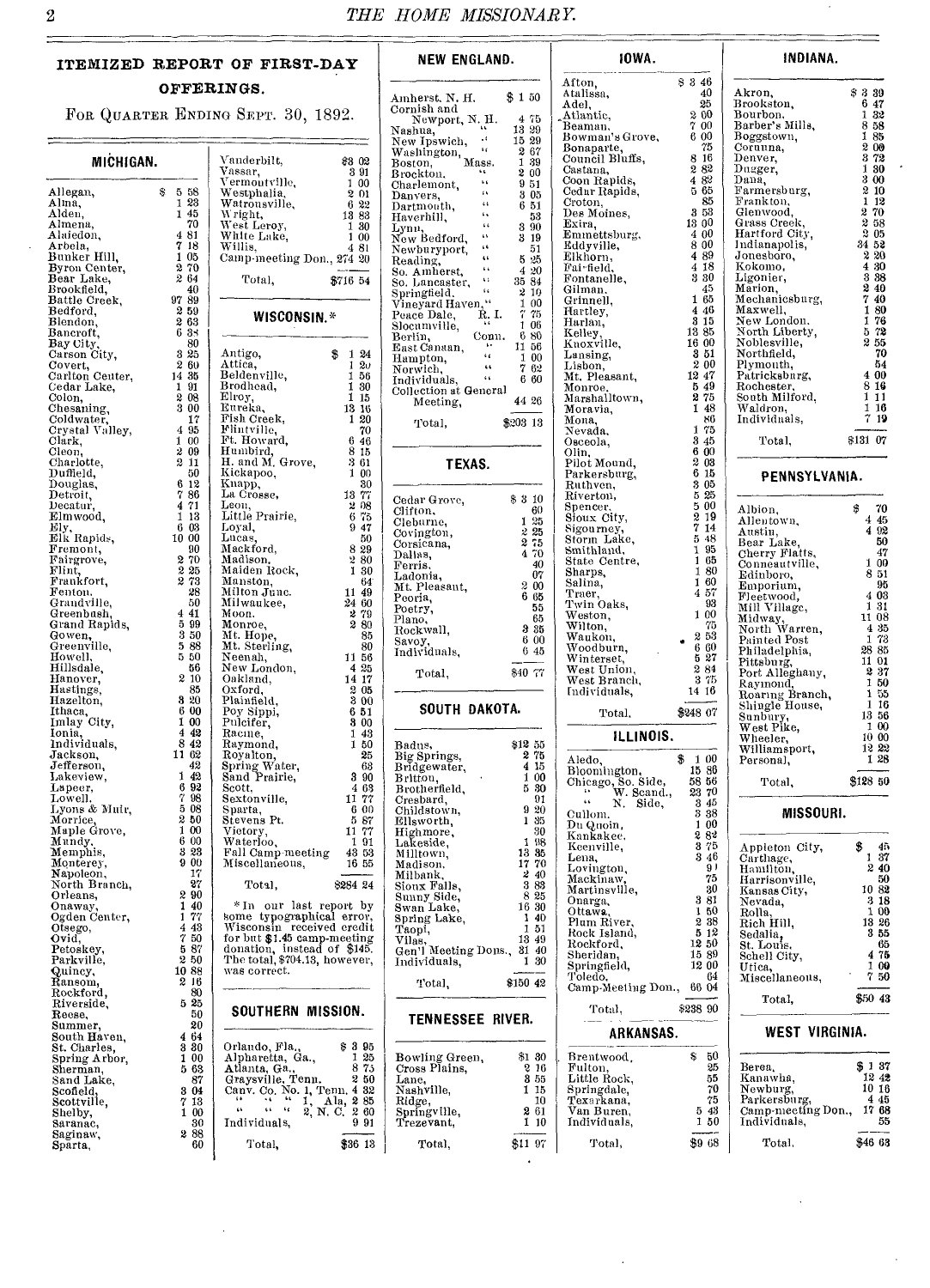## ITEMIZED REPORT OF FIRST-DAY OFFERINGS.

For Quarter Ending Sept. 30, 1892.

### MICHIGAN.

| | |
|---|---|
| Allegan, | $ 5 58 |
| Alma, | 1 23 |
| Alden, | 1 45 |
| Almena, | 70 |
| Alaiedon, | 4 81 |
| Arbela, | 7 18 |
| Bunker Hill, | 1 05 |
| Byron Center, | 2 70 |
| Bear Lake, | 2 64 |
| Brookfield, | 40 |
| Battle Creek, | 97 89 |
| Bedford, | 2 59 |
| Blendon, | 2 60 |
| Bancroft, | 6 38 |
| Bay City, | 80 |
| Carson City, | 3 25 |
| Covert, | 2 60 |
| Carlton Center, | 14 35 |
| Cedar Lake, | 1 91 |
| Colon, | 2 08 |
| Chesaning, | 3 00 |
| Coldwater, | 17 |
| Crystal Valley, | 4 95 |
| Clark, | 1 00 |
| Cleon, | 2 09 |
| Charlotte, | 2 11 |
| Duffield, | 50 |
| Douglas, | 6 12 |
| Detroit, | 7 86 |
| Decatur, | 4 71 |
| Elmwood, | 1 13 |
| Ely, | 6 03 |
| Elk Rapids, | 10 00 |
| Fremont, | 90 |
| Fairgrove, | 2 70 |
| Flint, | 2 25 |
| Frankfort, | 2 73 |
| Fenton, | 28 |
| Grandville, | 50 |
| Greenbush, | 4 41 |
| Grand Rapids, | 5 99 |
| Gowen, | 3 50 |
| Greenville, | 5 88 |
| Howell, | 5 50 |
| Hillsdale, | 56 |
| Hanover, | 2 10 |
| Hastings, | 85 |
| Hazelton, | 3 20 |
| Ithaca, | 6 00 |
| Imlay City, | 1 00 |
| Ionia, | 4 42 |
| Individuals, | 8 42 |
| Jackson, | 11 62 |
| Jefferson, | 42 |
| Lakeview, | 1 42 |
| Lapeer, | 6 92 |
| Lowell, | 7 98 |
| Lyons & Muir, | 5 08 |
| Morrice, | 2 50 |
| Maple Grove, | 1 00 |
| Mundy, | 6 00 |
| Memphis, | 3 23 |
| Monterey, | 9 00 |
| Napoleon, | 17 |
| North Branch, | 27 |
| Orleans, | 2 90 |
| Onaway, | 1 40 |
| Ogden Center, | 1 77 |
| Otsego, | 4 43 |
| Ovid, | 7 50 |
| Petoskey, | 5 87 |
| Parkville, | 2 50 |
| Quincy, | 10 88 |
| Ransom, | 2 16 |
| Rockford, | 80 |
| Riverside, | 5 25 |
| Reese, | 50 |
| Summer, | 20 |
| South Haven, | 4 64 |
| St. Charles, | 3 30 |
| Spring Arbor, | 1 00 |
| Sherman, | 5 63 |
| Sand Lake, | 87 |
| Scofield, | 3 04 |
| Scottville, | 7 13 |
| Shelby, | 1 00 |
| Saranac, | 30 |
| Saginaw, | 2 88 |
| Sparta, | 60 |
| Vanderbilt, | $3 02 |
| Vassar, | 3 91 |
| Vermontville, | 1 00 |
| Westphalia, | 2 01 |
| Watrousville, | 6 22 |
| Wright, | 13 83 |
| West Leroy, | 1 30 |
| White Lake, | 1 00 |
| Willis, | 4 81 |
| Camp-meeting Don., | 274 20 |
| Total, | $716 54 |

### WISCONSIN.*

| | |
|---|---|
| Antigo, | $ 1 24 |
| Attica, | 1 20 |
| Beldenville, | 1 56 |
| Brodhead, | 1 30 |
| Elroy, | 1 15 |
| Eureka, | 13 16 |
| Fish Creek, | 1 20 |
| Flintville, | 70 |
| Ft. Howard, | 6 46 |
| Humbird, | 8 15 |
| H. and M. Grove, | 3 61 |
| Kickapoo, | 1 00 |
| Knapp, | 30 |
| La Crosse, | 13 77 |
| Leon, | 2 08 |
| Little Prairie, | 6 75 |
| Loyal, | 9 47 |
| Lucas, | 50 |
| Mackford, | 8 29 |
| Madison, | 2 80 |
| Maiden Rock, | 1 30 |
| Manston, | 64 |
| Milton Junc. | 11 49 |
| Milwaukee, | 24 60 |
| Moon. | 2 79 |
| Monroe, | 2 80 |
| Mt. Hope, | 85 |
| Mt. Sterling, | 80 |
| Neenah, | 11 56 |
| New London, | 4 25 |
| Oakland, | 14 17 |
| Oxford, | 2 05 |
| Plainfield, | 3 00 |
| Poy Sippi, | 6 51 |
| Pulcifer, | 3 00 |
| Racine, | 1 43 |
| Raymond, | 1 50 |
| Royalton, | 25 |
| Spring Water, | 63 |
| Sand Prairie, | 3 90 |
| Scott. | 4 63 |
| Sextonville, | 11 77 |
| Sparta, | 6 00 |
| Stevens Pt. | 5 87 |
| Victory, | 11 77 |
| Waterloo, | 1 91 |
| Fall Camp-meeting | 43 53 |
| Miscellaneous, | 16 55 |
| Total, | $284 24 |

*In our last report by some typographical error, Wisconsin received credit for but $1.45 camp-meeting donation, instead of $145. The total, $704.13, however, was correct.

### SOUTHERN MISSION.

| | |
|---|---|
| Orlando, Fla., | $ 3 95 |
| Alpharetta, Ga., | 1 25 |
| Atlanta, Ga., | 8 75 |
| Graysville, Tenn. | 2 50 |
| Canv. Co. No. 1, Tenn. | 4 32 |
| " " " 1, Ala. | 2 85 |
| " " " 2, N. C. | 2 60 |
| Individuals, | 9 91 |
| Total, | $36 13 |

### NEW ENGLAND.

| | |
|---|---|
| Amherst, N. H. | $ 1 50 |
| Cornish and Newport, N. H. | 4 75 |
| Nashua, " | 13 39 |
| New Ipswich, " | 15 29 |
| Washington, " | 2 67 |
| Boston, Mass. | 1 39 |
| Brockton, " | 2 00 |
| Charlemont, " | 9 51 |
| Danvers, " | 3 05 |
| Dartmouth, " | 6 51 |
| Haverhill, " | 53 |
| Lynn, " | 3 90 |
| New Bedford, " | 3 19 |
| Newburyport, " | 51 |
| Reading, " | 5 25 |
| So. Amherst, " | 4 20 |
| So. Lancaster, " | 35 84 |
| Springfield, " | 2 10 |
| Vineyard Haven, " | 1 00 |
| Peace Dale, R. I. | 7 75 |
| Slocumville, " | 1 06 |
| Berlin, Conn. | 6 80 |
| East Canaan, " | 11 56 |
| Hampton, " | 1 00 |
| Norwich, " | 7 62 |
| Individuals, " | 6 60 |
| Collection at General Meeting, | 44 26 |
| Total, | $203 13 |

### TEXAS.

| | |
|---|---|
| Cedar Grove, | $ 3 10 |
| Clifton, | 60 |
| Cleburne, | 1 25 |
| Covington, | 2 25 |
| Corsicana, | 2 75 |
| Dallas, | 4 70 |
| Ferris, | 40 |
| Ladonia, | 07 |
| Mt. Pleasant, | 2 00 |
| Peoria, | 6 65 |
| Poetry, | 55 |
| Plano, | 65 |
| Rockwall, | 3 35 |
| Savoy, | 6 00 |
| Individuals, | 6 45 |
| Total, | $40 77 |

### SOUTH DAKOTA.

| | |
|---|---|
| Badus, | $12 55 |
| Big Springs, | 2 75 |
| Bridgewater, | 4 15 |
| Britton, | 1 00 |
| Brotherfield, | 5 30 |
| Cresbard, | 91 |
| Childstown, | 9 20 |
| Ellsworth, | 1 35 |
| Highmore, | 30 |
| Lakeside, | 1 98 |
| Milltown, | 13 85 |
| Madison, | 17 70 |
| Milbank, | 2 40 |
| Sioux Falls, | 3 83 |
| Sunny Side, | 8 25 |
| Swan Lake, | 16 30 |
| Spring Lake, | 1 40 |
| Taopi, | 1 51 |
| Vilas, | 13 49 |
| Gen'l Meeting Dons., | 31 40 |
| Individuals, | 1 30 |
| Total, | $150 42 |

### TENNESSEE RIVER.

| | |
|---|---|
| Bowling Green, | $1 30 |
| Cross Plains, | 2 16 |
| Lane, | 3 55 |
| Nashville, | 1 15 |
| Ridge, | 10 |
| Springville, | 2 61 |
| Trezevant, | 1 10 |
| Total, | $11 97 |

### IOWA.

| | |
|---|---|
| Afton, | $ 3 46 |
| Atalissa, | 40 |
| Adel, | 25 |
| Atlantic, | 2 00 |
| Beaman, | 7 00 |
| Bowman's Grove, | 6 00 |
| Bonaparte, | 75 |
| Council Bluffs, | 8 16 |
| Castana, | 2 82 |
| Coon Rapids, | 4 82 |
| Cedar Rapids, | 5 65 |
| Croton, | 85 |
| Des Moines, | 3 53 |
| Exira, | 13 00 |
| Emmettsburg, | 4 00 |
| Eddyville, | 8 00 |
| Elkhorn, | 4 89 |
| Fairfield, | 4 18 |
| Fontanelle, | 3 30 |
| Gilman, | 45 |
| Grinnell, | 1 65 |
| Hartley, | 4 46 |
| Harlan, | 3 15 |
| Kelley, | 13 85 |
| Knoxville, | 16 00 |
| Lansing, | 3 51 |
| Lisbon, | 2 00 |
| Mt. Pleasant, | 12 47 |
| Monroe, | 5 49 |
| Marshalltown, | 2 75 |
| Moravia, | 1 48 |
| Mona, | 86 |
| Nevada, | 1 75 |
| Osceola, | 3 45 |
| Olin, | 6 00 |
| Pilot Mound, | 2 03 |
| Parkersburg, | 6 15 |
| Ruthven, | 3 05 |
| Riverton, | 5 25 |
| Spencer, | 5 00 |
| Sioux City, | 2 19 |
| Sigourney, | 7 14 |
| Storm Lake, | 5 48 |
| Smithland, | 1 95 |
| State Centre, | 1 65 |
| Sharps, | 1 80 |
| Salina, | 1 60 |
| Traer, | 4 57 |
| Twin Oaks, | 93 |
| Weston, | 1 00 |
| Wilton, | 75 |
| Waukon, | 2 53 |
| Woodburn, | 6 60 |
| Winterset, | 5 27 |
| West Union, | 2 84 |
| West Branch, | 3 75 |
| Individuals, | 14 16 |
| Total, | $248 07 |

### ILLINOIS.

| | |
|---|---|
| Aledo, | $ 1 00 |
| Bloomington, | 15 86 |
| Chicago, So. Side, | 58 56 |
| " W. Scand., | 23 70 |
| " N. Side, | 3 45 |
| Cullom, | 3 38 |
| Du Quoin, | 1 00 |
| Kankakee, | 2 82 |
| Keenville, | 3 75 |
| Lena, | 3 46 |
| Lovington, | 91 |
| Mackinaw, | 75 |
| Martinsville, | 30 |
| Onarga, | 3 81 |
| Ottawa, | 1 50 |
| Plum River, | 2 38 |
| Rock Island, | 5 12 |
| Rockford, | 12 50 |
| Sheridan, | 15 89 |
| Springfield, | 12 00 |
| Toledo, | 64 |
| Camp-Meeting Don., | 66 04 |
| Total, | $238 90 |

### ARKANSAS.

| | |
|---|---|
| Brentwood, | $ 50 |
| Fulton, | 25 |
| Little Rock, | 55 |
| Springdale, | 70 |
| Texarkana, | 75 |
| Van Buren, | 5 43 |
| Individuals, | 1 50 |
| Total, | $9 68 |

### INDIANA.

| | |
|---|---|
| Akron, | $ 3 39 |
| Brookston, | 6 47 |
| Bourbon, | 1 32 |
| Barber's Mills, | 8 58 |
| Boggstown, | 1 85 |
| Corunna, | 2 00 |
| Denver, | 3 72 |
| Dugger, | 1 30 |
| Dana, | 3 00 |
| Farmersburg, | 2 10 |
| Frankton, | 1 12 |
| Glenwood, | 2 70 |
| Grass Creek, | 2 58 |
| Hartford City, | 2 05 |
| Indianapolis, | 34 52 |
| Jonesboro, | 2 20 |
| Kokomo, | 4 30 |
| Ligonier, | 3 38 |
| Marion, | 2 40 |
| Mechanicsburg, | 7 40 |
| Maxwell, | 1 80 |
| New London, | 1 76 |
| North Liberty, | 5 72 |
| Noblesville, | 2 55 |
| Northfield, | 70 |
| Plymouth, | 54 |
| Patricksburg, | 4 00 |
| Rochester, | 8 16 |
| South Milford, | 1 11 |
| Waldron, | 1 16 |
| Individuals, | 7 19 |
| Total, | $131 07 |

### PENNSYLVANIA.

| | |
|---|---|
| Albion, | $ 70 |
| Allentown, | 4 45 |
| Austin, | 4 92 |
| Bear Lake, | 50 |
| Cherry Flatts, | 47 |
| Conneautville, | 1 00 |
| Edinboro, | 8 51 |
| Emporium, | 95 |
| Fleetwood, | 4 03 |
| Mill Village, | 1 31 |
| Midway, | 11 08 |
| North Warren, | 4 35 |
| Painted Post | 1 73 |
| Philadelphia, | 28 85 |
| Pittsburg, | 11 01 |
| Port Allegheny, | 2 37 |
| Raymond, | 1 50 |
| Roaring Branch, | 1 55 |
| Shingle House, | 1 16 |
| Sunbury, | 13 56 |
| West Pike, | 1 00 |
| Wheeler, | 10 00 |
| Williamsport, | 12 22 |
| Personal, | 1 28 |
| Total, | $128 50 |

### MISSOURI.

| | |
|---|---|
| Appleton City, | $ 45 |
| Carthage, | 1 37 |
| Hamilton, | 2 40 |
| Harrisonville, | 50 |
| Kansas City, | 10 82 |
| Nevada, | 3 18 |
| Rolla, | 1 00 |
| Rich Hill, | 13 26 |
| Sedalia, | 3 55 |
| St. Louis, | 65 |
| Schell City, | 4 75 |
| Utica, | 1 00 |
| Miscellaneous, | 7 50 |
| Total, | $50 43 |

### WEST VIRGINIA.

| | |
|---|---|
| Berea, | $ 1 37 |
| Kanawha, | 12 42 |
| Newburg, | 10 16 |
| Parkersburg, | 4 45 |
| Camp-meeting Don., | 17 68 |
| Individuals, | 55 |
| Total, | $46 63 |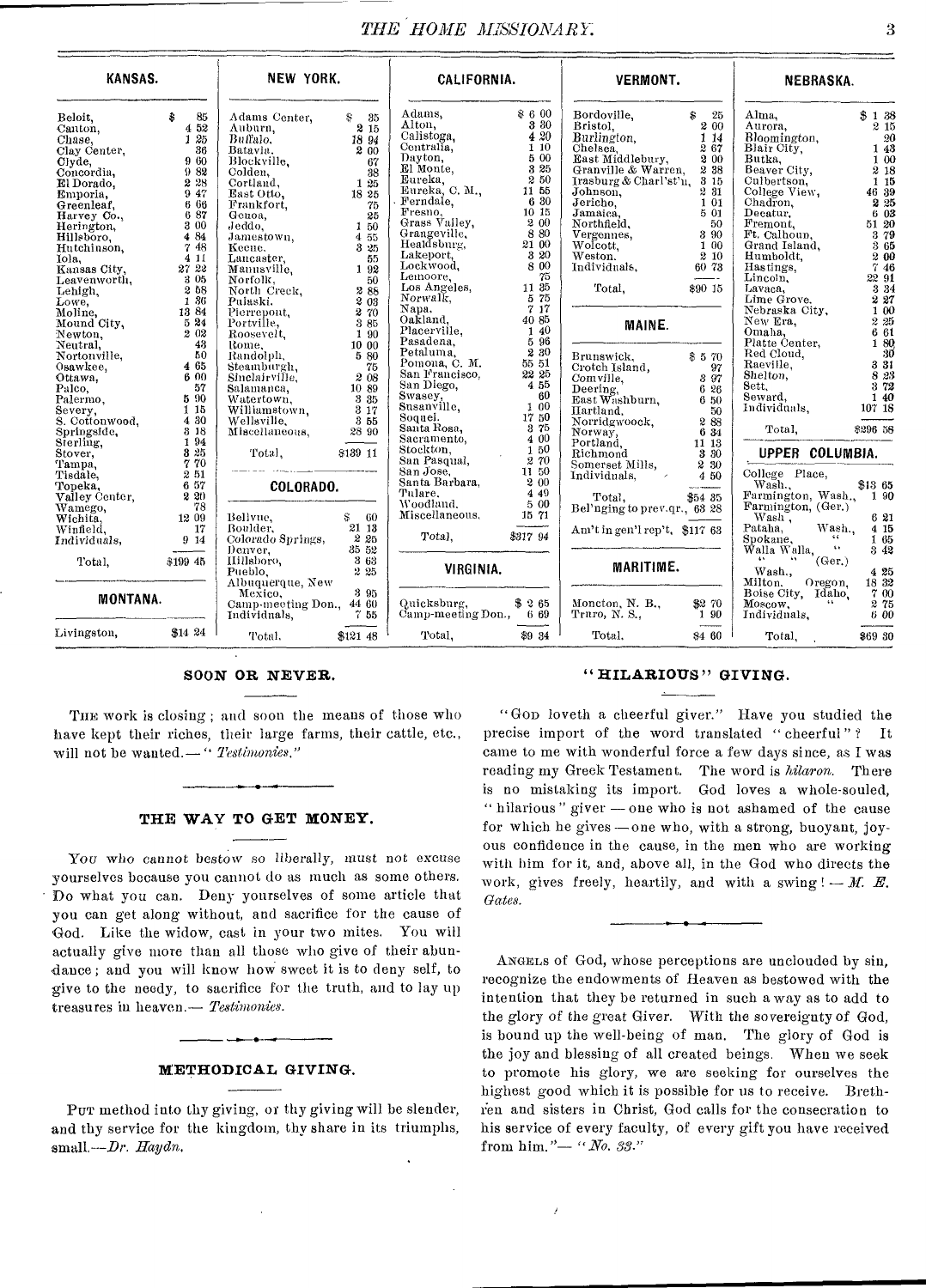## KANSAS.

| | |
|---|---|
| Beloit, | $ 85 |
| Canton, | 4 52 |
| Chase, | 1 25 |
| Clay Center, | 36 |
| Clyde, | 9 60 |
| Concordia, | 9 82 |
| El Dorado, | 2 28 |
| Emporia, | 9 47 |
| Greenleaf, | 6 66 |
| Harvey Co., | 6 87 |
| Herington, | 3 00 |
| Hillsboro, | 4 84 |
| Hutchinson, | 7 48 |
| Iola, | 4 11 |
| Kansas City, | 27 22 |
| Leavenworth, | 3 05 |
| Lehigh, | 2 58 |
| Lowe, | 1 36 |
| Moline, | 13 84 |
| Mound City, | 5 24 |
| Newton, | 2 02 |
| Neutral, | 43 |
| Nortonville, | 50 |
| Osawkee, | 4 65 |
| Ottawa, | 6 00 |
| Palco, | 57 |
| Palermo, | 5 90 |
| Severy, | 1 15 |
| S. Cottonwood, | 4 30 |
| Springside, | 3 18 |
| Sterling, | 1 94 |
| Stover, | 3 25 |
| Tampa, | 7 70 |
| Tisdale, | 2 51 |
| Topeka, | 6 57 |
| Valley Center, | 2 20 |
| Wamego, | 78 |
| Wichita, | 12 09 |
| Winfield, | 17 |
| Individuals, | 9 14 |
| Total, | $199 45 |

## MONTANA.

| | |
|---|---|
| Livingston, | $14 24 |

## NEW YORK.

| | |
|---|---|
| Adams Center, | $ 35 |
| Auburn, | 2 15 |
| Buffalo, | 18 94 |
| Batavia, | 2 00 |
| Blockville, | 67 |
| Colden, | 38 |
| Cortland, | 1 25 |
| East Otto, | 18 25 |
| Frankfort, | 75 |
| Genoa, | 25 |
| Jeddo, | 1 50 |
| Jamestown, | 4 55 |
| Keene, | 3 25 |
| Lancaster, | 55 |
| Mannsville, | 1 92 |
| Norfolk, | 50 |
| North Creek, | 2 88 |
| Pulaski, | 2 03 |
| Pierrepont, | 2 70 |
| Portville, | 3 85 |
| Roosevelt, | 1 90 |
| Rome, | 10 00 |
| Randolph, | 5 80 |
| Steamburgh, | 75 |
| Sinclairville, | 2 08 |
| Salamanca, | 10 89 |
| Watertown, | 3 35 |
| Williamstown, | 3 17 |
| Wellsville, | 3 55 |
| Miscellaneous, | 28 90 |
| Total, | $139 11 |

## COLORADO.

| | |
|---|---|
| Bellvue, | $ 60 |
| Boulder, | 21 13 |
| Colorado Springs, | 2 25 |
| Denver, | 35 52 |
| Hillsboro, | 3 63 |
| Pueblo, | 2 25 |
| Albuquerque, New Mexico, | 3 95 |
| Camp-meeting Don., | 44 60 |
| Individuals, | 7 55 |
| Total, | $121 48 |

## CALIFORNIA.

| | |
|---|---|
| Adams, | $ 6 00 |
| Alton, | 3 30 |
| Calistoga, | 4 20 |
| Centralia, | 1 10 |
| Dayton, | 5 00 |
| El Monte, | 3 25 |
| Eureka, | 2 50 |
| Eureka, C. M., | 11 55 |
| Ferndale, | 6 30 |
| Fresno, | 10 15 |
| Grass Valley, | 2 00 |
| Grangeville, | 8 80 |
| Healdsburg, | 21 00 |
| Lakeport, | 3 20 |
| Lockwood, | 8 00 |
| Lemoore, | 75 |
| Los Angeles, | 11 35 |
| Norwalk, | 5 75 |
| Napa, | 7 17 |
| Oakland, | 40 85 |
| Placerville, | 1 40 |
| Pasadena, | 5 96 |
| Petaluma, | 2 30 |
| Pomona, C. M. | 55 51 |
| San Francisco, | 22 25 |
| San Diego, | 4 55 |
| Swasey, | 60 |
| Susanville, | 1 00 |
| Soquel, | 17 50 |
| Santa Rosa, | 3 75 |
| Sacramento, | 4 00 |
| Stockton, | 1 50 |
| San Pasqual, | 2 70 |
| San Jose, | 11 50 |
| Santa Barbara, | 2 00 |
| Tulare, | 4 49 |
| Woodland, | 5 00 |
| Miscellaneous, | 15 71 |
| Total, | $317 94 |

## VIRGINIA.

| | |
|---|---|
| Quicksburg, | $ 2 65 |
| Camp-meeting Don., | 6 69 |
| Total, | $9 34 |

## VERMONT.

| | |
|---|---|
| Bordoville, | $ 25 |
| Bristol, | 2 00 |
| Burlington, | 1 14 |
| Chelsea, | 2 67 |
| East Middlebury, | 2 00 |
| Granville & Warren, | 2 38 |
| Irasburg & Charl'st'n, | 3 15 |
| Johnson, | 2 31 |
| Jericho, | 1 01 |
| Jamaica, | 5 01 |
| Northfield, | 50 |
| Vergennes, | 3 90 |
| Wolcott, | 1 00 |
| Weston, | 2 10 |
| Individuals, | 60 73 |
| Total, | $90 15 |

## MAINE.

| | |
|---|---|
| Brunswick, | $ 5 70 |
| Crotch Island, | 97 |
| Comville, | 3 97 |
| Deering, | 6 26 |
| East Washburn, | 6 50 |
| Hartland, | 50 |
| Norridgwoock, | 2 88 |
| Norway, | 6 34 |
| Portland, | 11 13 |
| Richmond | 3 30 |
| Somerset Mills, | 2 30 |
| Individuals, | 4 50 |
| Total, | $54 35 |
| Bel'nging to prev.qr., | 63 28 |
| Am't in gen'l rep't, | $117 63 |

## MARITIME.

| | |
|---|---|
| Moncton, N. B., | $2 70 |
| Truro, N. S., | 1 90 |
| Total, | $4 60 |

## NEBRASKA.

| | |
|---|---|
| Alma, | $ 1 38 |
| Aurora, | 2 15 |
| Bloomington, | 20 |
| Blair City, | 1 43 |
| Butka, | 1 00 |
| Beaver City, | 2 18 |
| Culbertson, | 1 15 |
| College View, | 46 39 |
| Chadron, | 2 25 |
| Decatur, | 6 03 |
| Fremont, | 51 20 |
| Ft. Calhoun, | 3 79 |
| Grand Island, | 3 65 |
| Humboldt, | 2 00 |
| Hastings, | 7 46 |
| Lincoln, | 22 91 |
| Lavaca, | 3 34 |
| Lime Grove, | 2 27 |
| Nebraska City, | 1 00 |
| New Era, | 2 25 |
| Omaha, | 6 61 |
| Platte Center, | 1 80 |
| Red Cloud, | 30 |
| Raeville, | 3 31 |
| Shelton, | 8 23 |
| Sett, | 3 72 |
| Seward, | 1 40 |
| Individuals, | 107 18 |
| Total, | $296 58 |

## UPPER COLUMBIA.

| | |
|---|---|
| College Place, Wash., | $13 65 |
| Farmington, Wash., | 1 90 |
| Farmington, (Ger.) Wash., | 6 21 |
| Pataha, Wash., | 4 15 |
| Spokane, " | 1 65 |
| Walla Walla, " | 3 42 |
| " " (Ger.) Wash., | 4 25 |
| Milton, Oregon, | 18 32 |
| Boise City, Idaho, | 7 00 |
| Moscow, " | 2 75 |
| Individuals, | 6 00 |
| Total, | $69 30 |

### SOON OR NEVER.

THE work is closing; and soon the means of those who have kept their riches, their large farms, their cattle, etc., will not be wanted.—"*Testimonies.*"

### THE WAY TO GET MONEY.

YOU who cannot bestow so liberally, must not excuse yourselves because you cannot do as much as some others. Do what you can. Deny yourselves of some article that you can get along without, and sacrifice for the cause of God. Like the widow, cast in your two mites. You will actually give more than all those who give of their abundance; and you will know how sweet it is to deny self, to give to the needy, to sacrifice for the truth, and to lay up treasures in heaven.—*Testimonies.*

### METHODICAL GIVING.

PUT method into thy giving, or thy giving will be slender, and thy service for the kingdom, thy share in its triumphs, small.—*Dr. Haydn.*

### "HILARIOUS" GIVING.

"GOD loveth a cheerful giver." Have you studied the precise import of the word translated "cheerful"? It came to me with wonderful force a few days since, as I was reading my Greek Testament. The word is *hilaron.* There is no mistaking its import. God loves a whole-souled, "hilarious" giver — one who is not ashamed of the cause for which he gives — one who, with a strong, buoyant, joyous confidence in the cause, in the men who are working with him for it, and, above all, in the God who directs the work, gives freely, heartily, and with a swing! — *M. E. Gates.*

ANGELS of God, whose perceptions are unclouded by sin, recognize the endowments of Heaven as bestowed with the intention that they be returned in such a way as to add to the glory of the great Giver. With the sovereignty of God, is bound up the well-being of man. The glory of God is the joy and blessing of all created beings. When we seek to promote his glory, we are seeking for ourselves the highest good which it is possible for us to receive. Brethren and sisters in Christ, God calls for the consecration to his service of every faculty, of every gift you have received from him."— "*No. 33.*"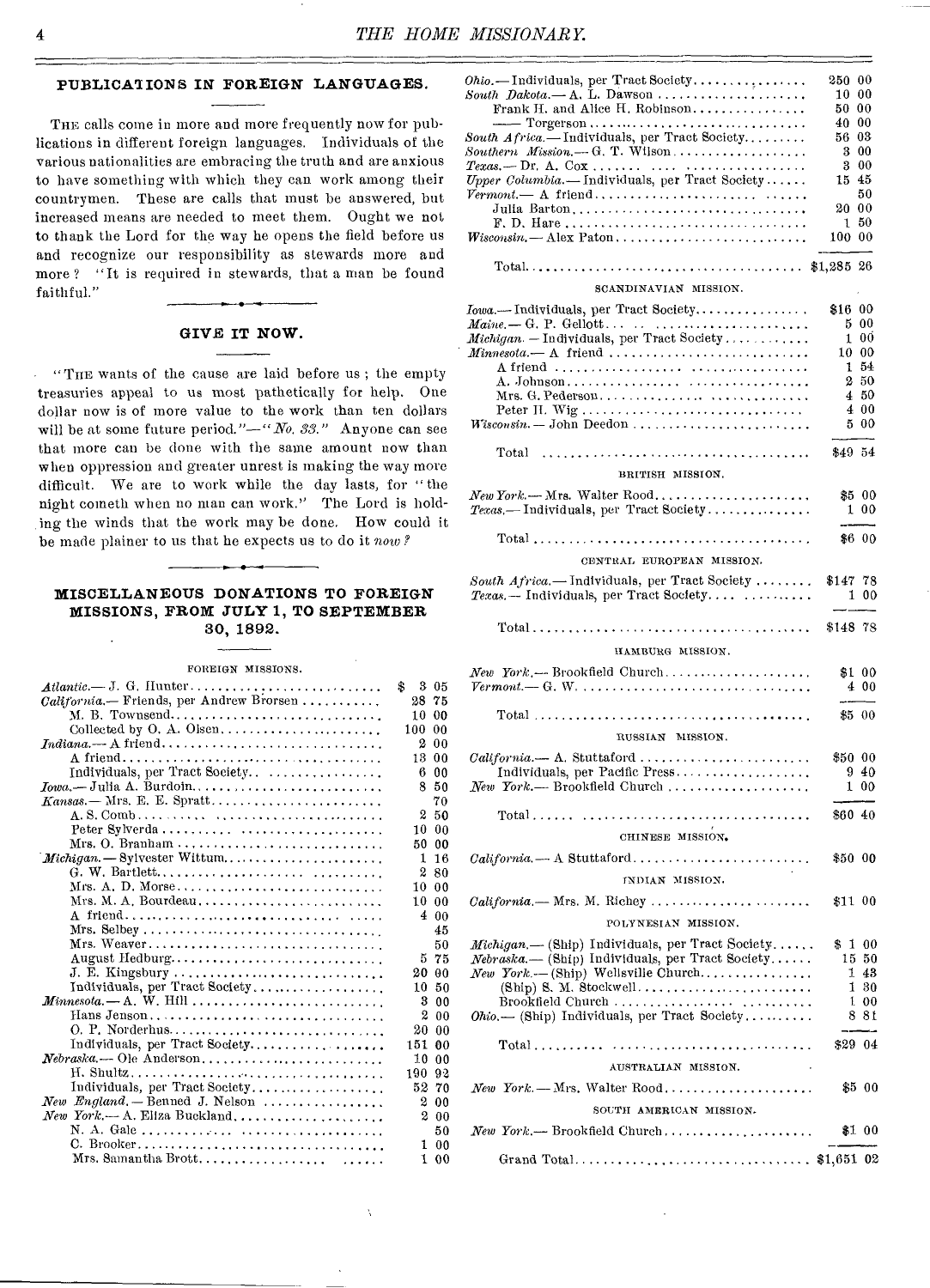## PUBLICATIONS IN FOREIGN LANGUAGES.

THE calls come in more and more frequently now for publications in different foreign languages. Individuals of the various nationalities are embracing the truth and are anxious to have something with which they can work among their countrymen. These are calls that must be answered, but increased means are needed to meet them. Ought we not to thank the Lord for the way he opens the field before us and recognize our responsibility as stewards more and more? "It is required in stewards, that a man be found faithful."

## GIVE IT NOW.

"THE wants of the cause are laid before us; the empty treasuries appeal to us most pathetically for help. One dollar now is of more value to the work than ten dollars will be at some future period."—"*No. 33.*" Anyone can see that more can be done with the same amount now than when oppression and greater unrest is making the way more difficult. We are to work while the day lasts, for "the night cometh when no man can work." The Lord is holding the winds that the work may be done. How could it be made plainer to us that he expects us to do it *now?*

## MISCELLANEOUS DONATIONS TO FOREIGN MISSIONS, FROM JULY 1, TO SEPTEMBER 30, 1892.

FOREIGN MISSIONS.

| | |
|---|---|
| *Atlantic.*— J. G. Hunter | $ 3 05 |
| *California.*— Friends, per Andrew Brorsen | 28 75 |
| M. B. Townsend | 10 00 |
| Collected by O. A. Olsen | 100 00 |
| *Indiana.*— A friend | 2 00 |
| A friend | 13 00 |
| Individuals, per Tract Society | 6 00 |
| *Iowa.*— Julia A. Burdoin | 8 50 |
| *Kansas.*— Mrs. E. E. Spratt | 70 |
| A. S. Comb | 2 50 |
| Peter Sylverda | 10 00 |
| Mrs. O. Branham | 50 00 |
| *Michigan.*— Sylvester Wittum | 1 16 |
| G. W. Bartlett | 2 80 |
| Mrs. A. D. Morse | 10 00 |
| Mrs. M. A. Bourdeau | 10 00 |
| A friend | 4 00 |
| Mrs. Selbey | 45 |
| Mrs. Weaver | 50 |
| August Hedburg | 5 75 |
| J. E. Kingsbury | 20 00 |
| Individuals, per Tract Society | 10 50 |
| *Minnesota.*— A. W. Hill | 3 00 |
| Hans Jenson | 2 00 |
| O. P. Norderhus | 20 00 |
| Individuals, per Tract Society | 151 00 |
| *Nebraska.*— Ole Anderson | 10 00 |
| H. Shultz | 190 92 |
| Individuals, per Tract Society | 52 70 |
| *New England.*— Benned J. Nelson | 2 00 |
| *New York.*— A. Eliza Buckland | 2 00 |
| N. A. Gale | 50 |
| C. Brooker | 1 00 |
| Mrs. Samantha Brott | 1 00 |
| *Ohio.*— Individuals, per Tract Society | 250 00 |
| *South Dakota.*— A. L. Dawson | 10 00 |
| Frank H. and Alice H. Robinson | 50 00 |
| —— Torgerson | 40 00 |
| *South Africa.*— Individuals, per Tract Society | 56 03 |
| *Southern Mission.*— G. T. Wilson | 3 00 |
| *Texas.*— Dr. A. Cox | 3 00 |
| *Upper Columbia.*— Individuals, per Tract Society | 15 45 |
| *Vermont.*— A friend | 50 |
| Julia Barton | 20 00 |
| F. D. Hare | 1 50 |
| *Wisconsin.*— Alex Paton | 100 00 |
| Total | $1,285 26 |

SCANDINAVIAN MISSION.

| | |
|---|---|
| *Iowa.*— Individuals, per Tract Society | $16 00 |
| *Maine.*— G. P. Gellott | 5 00 |
| *Michigan.*— Individuals, per Tract Society | 1 00 |
| *Minnesota.*— A friend | 10 00 |
| A friend | 1 54 |
| A. Johnson | 2 50 |
| Mrs. G. Pederson | 4 50 |
| Peter H. Wig | 4 00 |
| *Wisconsin.*— John Deedon | 5 00 |
| Total | $49 54 |

BRITISH MISSION.

| | |
|---|---|
| *New York.*— Mrs. Walter Rood | $5 00 |
| *Texas.*— Individuals, per Tract Society | 1 00 |
| Total | $6 00 |

CENTRAL EUROPEAN MISSION.

| | |
|---|---|
| *South Africa.*— Individuals, per Tract Society | $147 78 |
| *Texas.*— Individuals, per Tract Society | 1 00 |
| Total | $148 78 |

HAMBURG MISSION.

| | |
|---|---|
| *New York.*— Brookfield Church | $1 00 |
| *Vermont.*— G. W. | 4 00 |
| Total | $5 00 |

RUSSIAN MISSION.

| | |
|---|---|
| *California.*— A. Stuttaford | $50 00 |
| Individuals, per Pacific Press | 9 40 |
| *New York.*— Brookfield Church | 1 00 |
| Total | $60 40 |

CHINESE MISSION.

| | |
|---|---|
| *California.*— A Stuttaford | $50 00 |

INDIAN MISSION.

| | |
|---|---|
| *California.*— Mrs. M. Richey | $11 00 |

POLYNESIAN MISSION.

| | |
|---|---|
| *Michigan.*— (Ship) Individuals, per Tract Society | $ 1 00 |
| *Nebraska.*— (Ship) Individuals, per Tract Society | 15 50 |
| *New York.*— (Ship) Wellsville Church | 1 43 |
| (Ship) S. M. Stockwell | 1 30 |
| Brookfield Church | 1 00 |
| *Ohio.*— (Ship) Individuals, per Tract Society | 8 81 |
| Total | $29 04 |

AUSTRALIAN MISSION.

| | |
|---|---|
| *New York.*— Mrs. Walter Rood | $5 00 |

SOUTH AMERICAN MISSION.

| | |
|---|---|
| *New York.*— Brookfield Church | $1 00 |
| Grand Total | $1,651 02 |